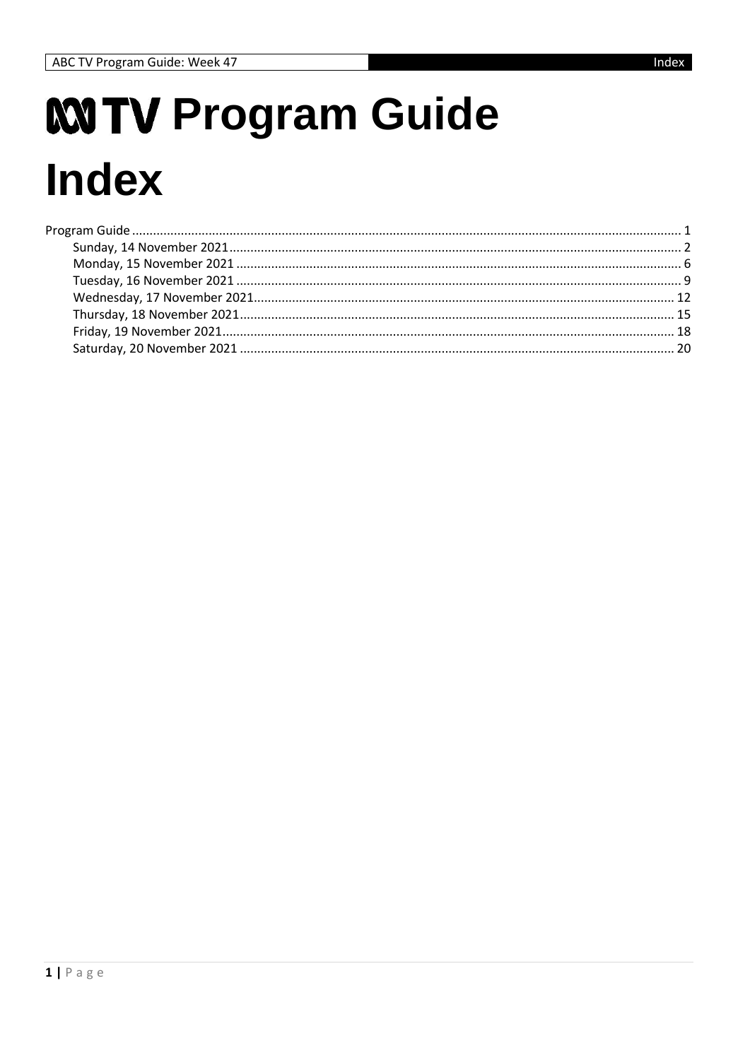# ABC TV Program Guide

# Index

- Program Guide ........................................................................................................................................... 1
  - Sunday, 14 November 2021 ................................................................................................................ 2
  - Monday, 15 November 2021 ............................................................................................................... 6
  - Tuesday, 16 November 2021 ............................................................................................................... 9
  - Wednesday, 17 November 2021 ........................................................................................................ 12
  - Thursday, 18 November 2021 ............................................................................................................ 15
  - Friday, 19 November 2021 ................................................................................................................. 18
  - Saturday, 20 November 2021 ............................................................................................................ 20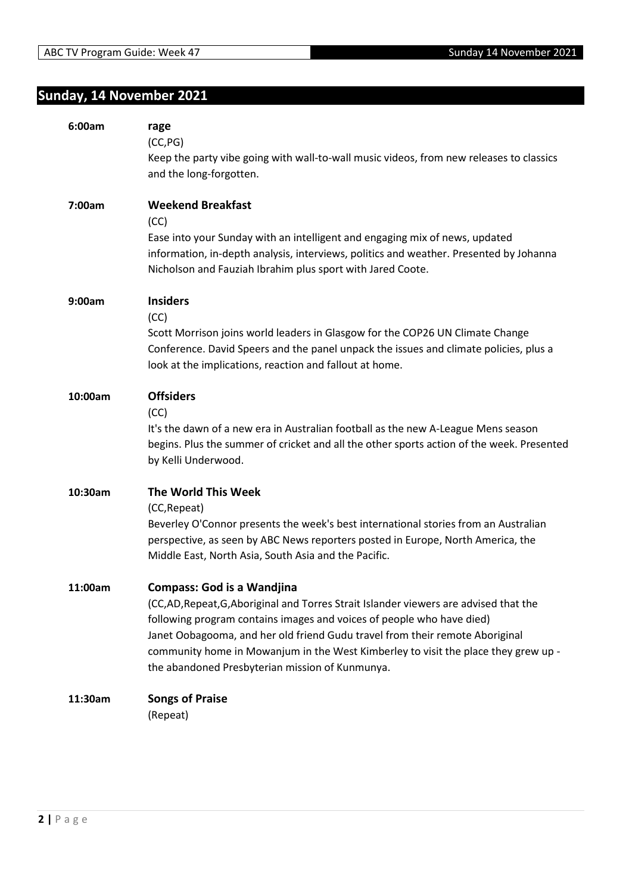## Sunday, 14 November 2021

**6:00am** **rage**
(CC,PG)
Keep the party vibe going with wall-to-wall music videos, from new releases to classics and the long-forgotten.

**7:00am** **Weekend Breakfast**
(CC)
Ease into your Sunday with an intelligent and engaging mix of news, updated information, in-depth analysis, interviews, politics and weather. Presented by Johanna Nicholson and Fauziah Ibrahim plus sport with Jared Coote.

**9:00am** **Insiders**
(CC)
Scott Morrison joins world leaders in Glasgow for the COP26 UN Climate Change Conference. David Speers and the panel unpack the issues and climate policies, plus a look at the implications, reaction and fallout at home.

**10:00am** **Offsiders**
(CC)
It's the dawn of a new era in Australian football as the new A-League Mens season begins. Plus the summer of cricket and all the other sports action of the week. Presented by Kelli Underwood.

**10:30am** **The World This Week**
(CC,Repeat)
Beverley O'Connor presents the week's best international stories from an Australian perspective, as seen by ABC News reporters posted in Europe, North America, the Middle East, North Asia, South Asia and the Pacific.

**11:00am** **Compass: God is a Wandjina**
(CC,AD,Repeat,G,Aboriginal and Torres Strait Islander viewers are advised that the following program contains images and voices of people who have died)
Janet Oobagooma, and her old friend Gudu travel from their remote Aboriginal community home in Mowanjum in the West Kimberley to visit the place they grew up - the abandoned Presbyterian mission of Kunmunya.

**11:30am** **Songs of Praise**
(Repeat)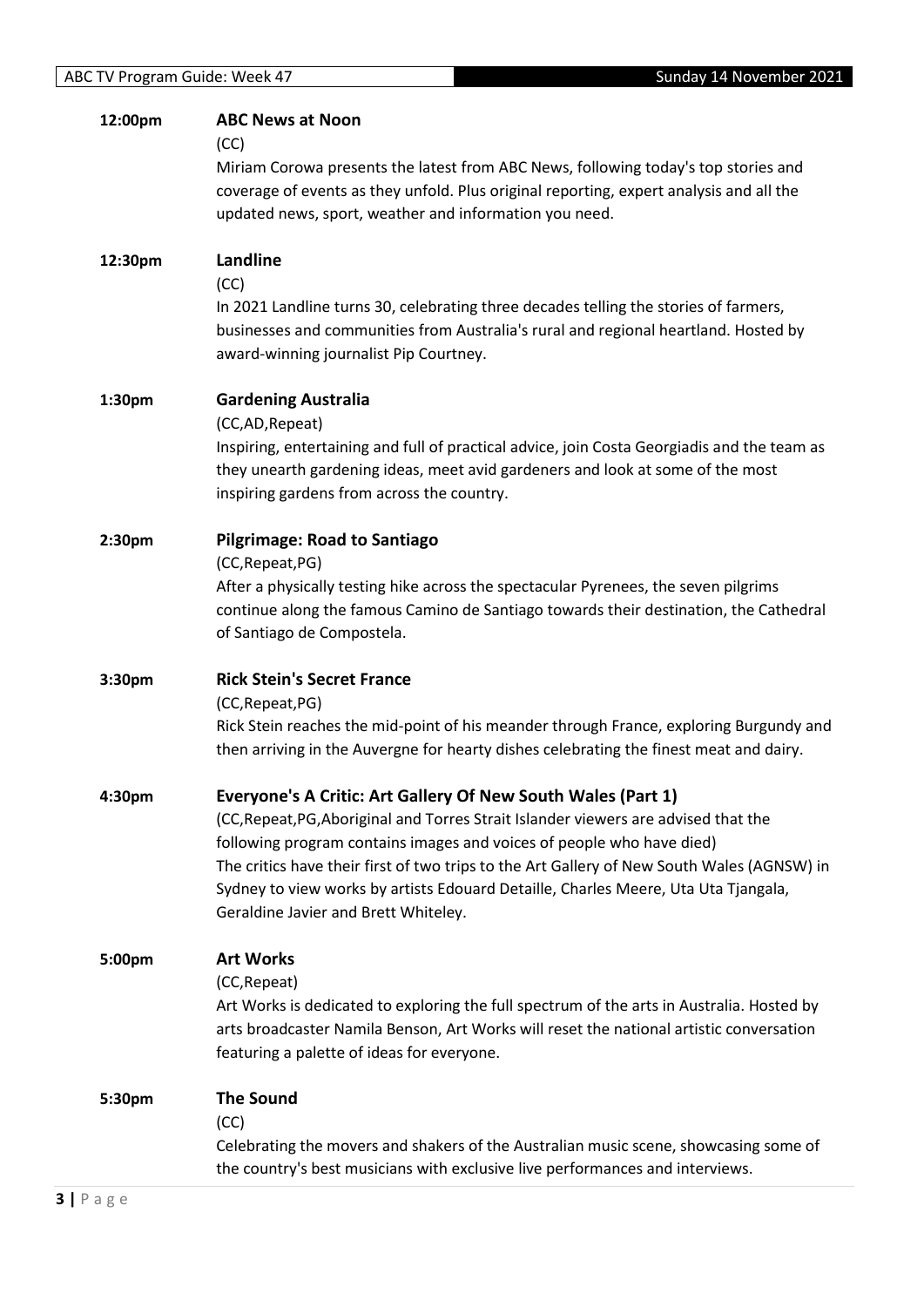**12:00pm** **ABC News at Noon**

(CC)

Miriam Corowa presents the latest from ABC News, following today's top stories and coverage of events as they unfold. Plus original reporting, expert analysis and all the updated news, sport, weather and information you need.

**12:30pm** **Landline**

(CC)

In 2021 Landline turns 30, celebrating three decades telling the stories of farmers, businesses and communities from Australia's rural and regional heartland. Hosted by award-winning journalist Pip Courtney.

**1:30pm** **Gardening Australia**

(CC,AD,Repeat)

Inspiring, entertaining and full of practical advice, join Costa Georgiadis and the team as they unearth gardening ideas, meet avid gardeners and look at some of the most inspiring gardens from across the country.

**2:30pm** **Pilgrimage: Road to Santiago**

(CC,Repeat,PG)

After a physically testing hike across the spectacular Pyrenees, the seven pilgrims continue along the famous Camino de Santiago towards their destination, the Cathedral of Santiago de Compostela.

**3:30pm** **Rick Stein's Secret France**

(CC,Repeat,PG)

Rick Stein reaches the mid-point of his meander through France, exploring Burgundy and then arriving in the Auvergne for hearty dishes celebrating the finest meat and dairy.

**4:30pm** **Everyone's A Critic: Art Gallery Of New South Wales (Part 1)**

(CC,Repeat,PG,Aboriginal and Torres Strait Islander viewers are advised that the following program contains images and voices of people who have died)

The critics have their first of two trips to the Art Gallery of New South Wales (AGNSW) in Sydney to view works by artists Edouard Detaille, Charles Meere, Uta Uta Tjangala, Geraldine Javier and Brett Whiteley.

**5:00pm** **Art Works**

(CC,Repeat)

Art Works is dedicated to exploring the full spectrum of the arts in Australia. Hosted by arts broadcaster Namila Benson, Art Works will reset the national artistic conversation featuring a palette of ideas for everyone.

**5:30pm** **The Sound**

(CC)

Celebrating the movers and shakers of the Australian music scene, showcasing some of the country's best musicians with exclusive live performances and interviews.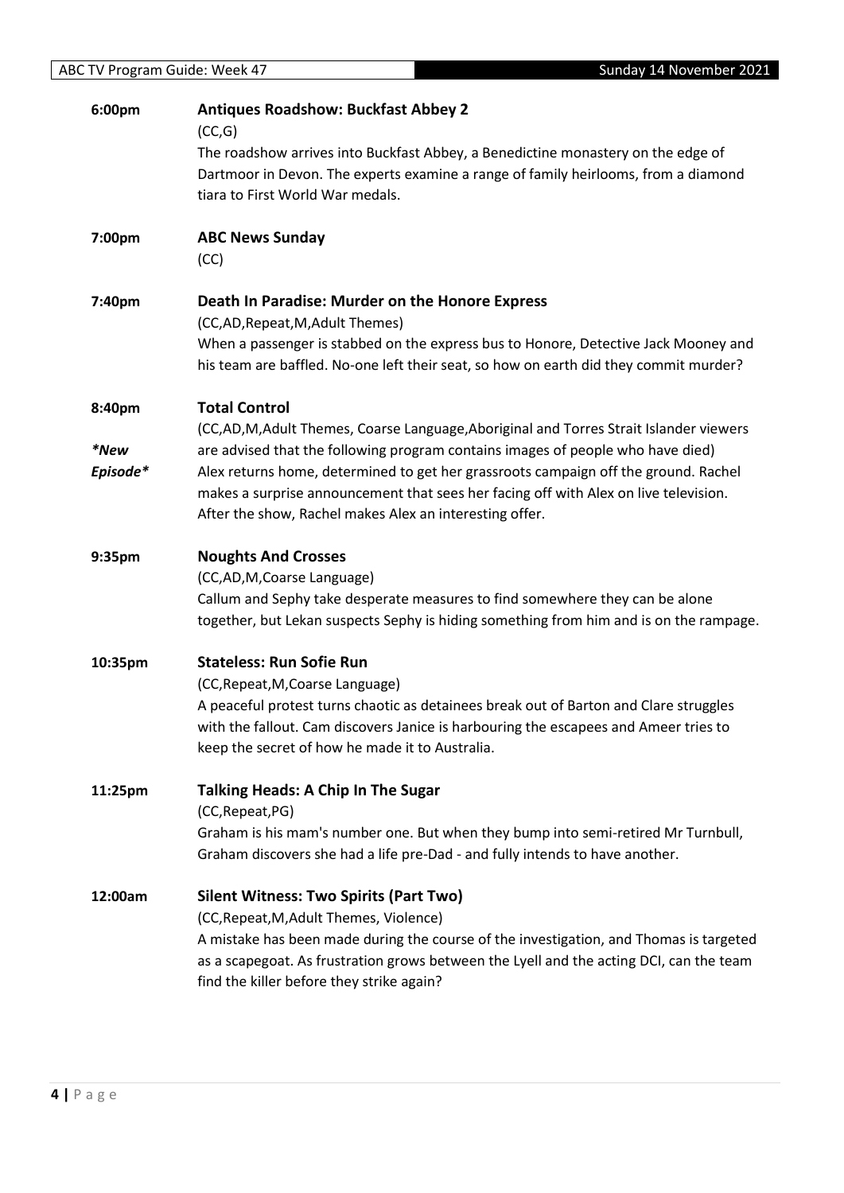**6:00pm** **Antiques Roadshow: Buckfast Abbey 2**

(CC,G)

The roadshow arrives into Buckfast Abbey, a Benedictine monastery on the edge of Dartmoor in Devon. The experts examine a range of family heirlooms, from a diamond tiara to First World War medals.

**7:00pm** **ABC News Sunday**

(CC)

**7:40pm** **Death In Paradise: Murder on the Honore Express**

(CC,AD,Repeat,M,Adult Themes)

When a passenger is stabbed on the express bus to Honore, Detective Jack Mooney and his team are baffled. No-one left their seat, so how on earth did they commit murder?

**8:40pm** **Total Control**

*\*New Episode\**

(CC,AD,M,Adult Themes, Coarse Language,Aboriginal and Torres Strait Islander viewers are advised that the following program contains images of people who have died)

Alex returns home, determined to get her grassroots campaign off the ground. Rachel makes a surprise announcement that sees her facing off with Alex on live television. After the show, Rachel makes Alex an interesting offer.

**9:35pm** **Noughts And Crosses**

(CC,AD,M,Coarse Language)

Callum and Sephy take desperate measures to find somewhere they can be alone together, but Lekan suspects Sephy is hiding something from him and is on the rampage.

**10:35pm** **Stateless: Run Sofie Run**

(CC,Repeat,M,Coarse Language)

A peaceful protest turns chaotic as detainees break out of Barton and Clare struggles with the fallout. Cam discovers Janice is harbouring the escapees and Ameer tries to keep the secret of how he made it to Australia.

**11:25pm** **Talking Heads: A Chip In The Sugar**

(CC,Repeat,PG)

Graham is his mam's number one. But when they bump into semi-retired Mr Turnbull, Graham discovers she had a life pre-Dad - and fully intends to have another.

**12:00am** **Silent Witness: Two Spirits (Part Two)**

(CC,Repeat,M,Adult Themes, Violence)

A mistake has been made during the course of the investigation, and Thomas is targeted as a scapegoat. As frustration grows between the Lyell and the acting DCI, can the team find the killer before they strike again?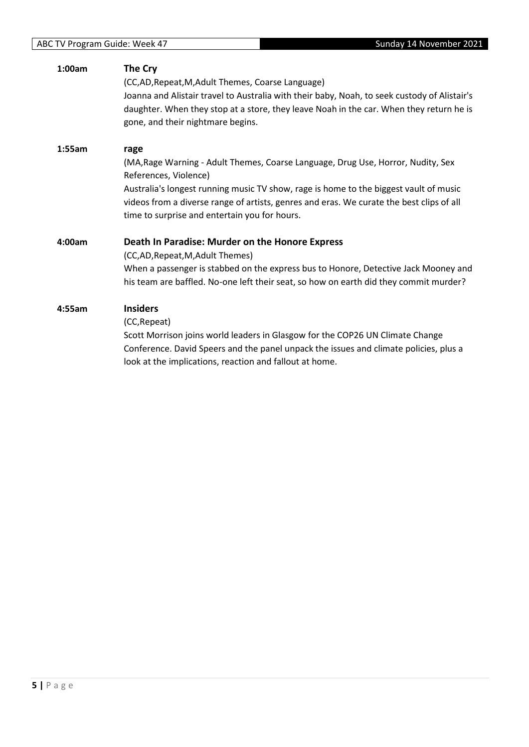**1:00am** **The Cry**

(CC,AD,Repeat,M,Adult Themes, Coarse Language)

Joanna and Alistair travel to Australia with their baby, Noah, to seek custody of Alistair's daughter. When they stop at a store, they leave Noah in the car. When they return he is gone, and their nightmare begins.

**1:55am** **rage**

(MA,Rage Warning - Adult Themes, Coarse Language, Drug Use, Horror, Nudity, Sex References, Violence)

Australia's longest running music TV show, rage is home to the biggest vault of music videos from a diverse range of artists, genres and eras. We curate the best clips of all time to surprise and entertain you for hours.

**4:00am** **Death In Paradise: Murder on the Honore Express**

(CC,AD,Repeat,M,Adult Themes)

When a passenger is stabbed on the express bus to Honore, Detective Jack Mooney and his team are baffled. No-one left their seat, so how on earth did they commit murder?

**4:55am** **Insiders**

(CC,Repeat)

Scott Morrison joins world leaders in Glasgow for the COP26 UN Climate Change Conference. David Speers and the panel unpack the issues and climate policies, plus a look at the implications, reaction and fallout at home.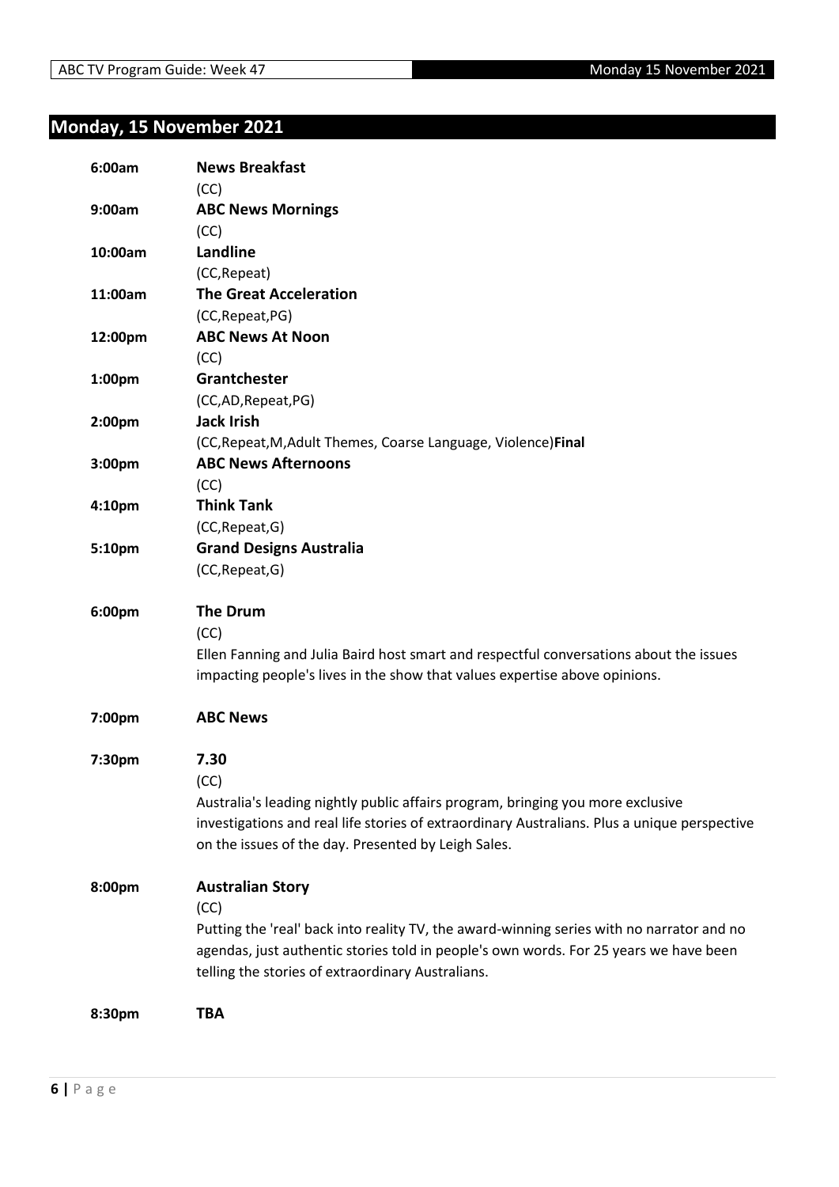## Monday, 15 November 2021

**6:00am** **News Breakfast**
(CC)

**9:00am** **ABC News Mornings**
(CC)

**10:00am** **Landline**
(CC,Repeat)

**11:00am** **The Great Acceleration**
(CC,Repeat,PG)

**12:00pm** **ABC News At Noon**
(CC)

**1:00pm** **Grantchester**
(CC,AD,Repeat,PG)

**2:00pm** **Jack Irish**
(CC,Repeat,M,Adult Themes, Coarse Language, Violence)**Final**

**3:00pm** **ABC News Afternoons**
(CC)

**4:10pm** **Think Tank**
(CC,Repeat,G)

**5:10pm** **Grand Designs Australia**
(CC,Repeat,G)

**6:00pm** **The Drum**
(CC)
Ellen Fanning and Julia Baird host smart and respectful conversations about the issues impacting people's lives in the show that values expertise above opinions.

**7:00pm** **ABC News**

**7:30pm** **7.30**
(CC)
Australia's leading nightly public affairs program, bringing you more exclusive investigations and real life stories of extraordinary Australians. Plus a unique perspective on the issues of the day. Presented by Leigh Sales.

**8:00pm** **Australian Story**
(CC)
Putting the 'real' back into reality TV, the award-winning series with no narrator and no agendas, just authentic stories told in people's own words. For 25 years we have been telling the stories of extraordinary Australians.

**8:30pm** **TBA**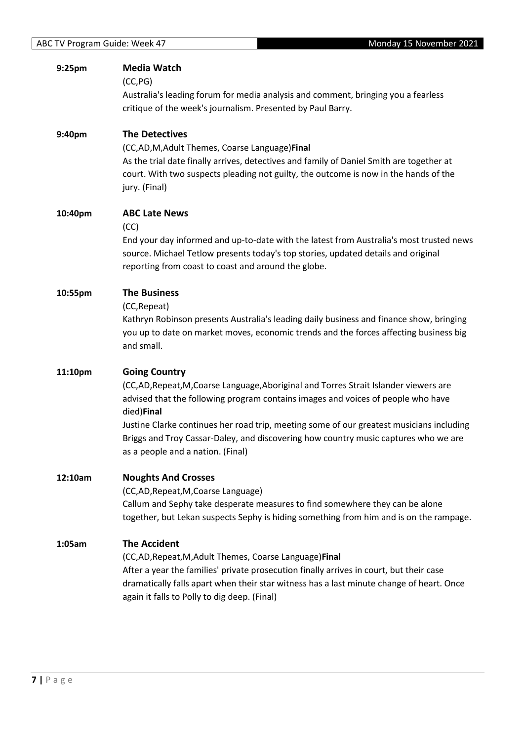**9:25pm** **Media Watch**

(CC,PG)

Australia's leading forum for media analysis and comment, bringing you a fearless critique of the week's journalism. Presented by Paul Barry.

**9:40pm** **The Detectives**

(CC,AD,M,Adult Themes, Coarse Language)**Final**

As the trial date finally arrives, detectives and family of Daniel Smith are together at court. With two suspects pleading not guilty, the outcome is now in the hands of the jury. (Final)

**10:40pm** **ABC Late News**

(CC)

End your day informed and up-to-date with the latest from Australia's most trusted news source. Michael Tetlow presents today's top stories, updated details and original reporting from coast to coast and around the globe.

**10:55pm** **The Business**

(CC,Repeat)

Kathryn Robinson presents Australia's leading daily business and finance show, bringing you up to date on market moves, economic trends and the forces affecting business big and small.

**11:10pm** **Going Country**

(CC,AD,Repeat,M,Coarse Language,Aboriginal and Torres Strait Islander viewers are advised that the following program contains images and voices of people who have died)**Final**

Justine Clarke continues her road trip, meeting some of our greatest musicians including Briggs and Troy Cassar-Daley, and discovering how country music captures who we are as a people and a nation. (Final)

**12:10am** **Noughts And Crosses**

(CC,AD,Repeat,M,Coarse Language)

Callum and Sephy take desperate measures to find somewhere they can be alone together, but Lekan suspects Sephy is hiding something from him and is on the rampage.

**1:05am** **The Accident**

(CC,AD,Repeat,M,Adult Themes, Coarse Language)**Final**

After a year the families' private prosecution finally arrives in court, but their case dramatically falls apart when their star witness has a last minute change of heart. Once again it falls to Polly to dig deep. (Final)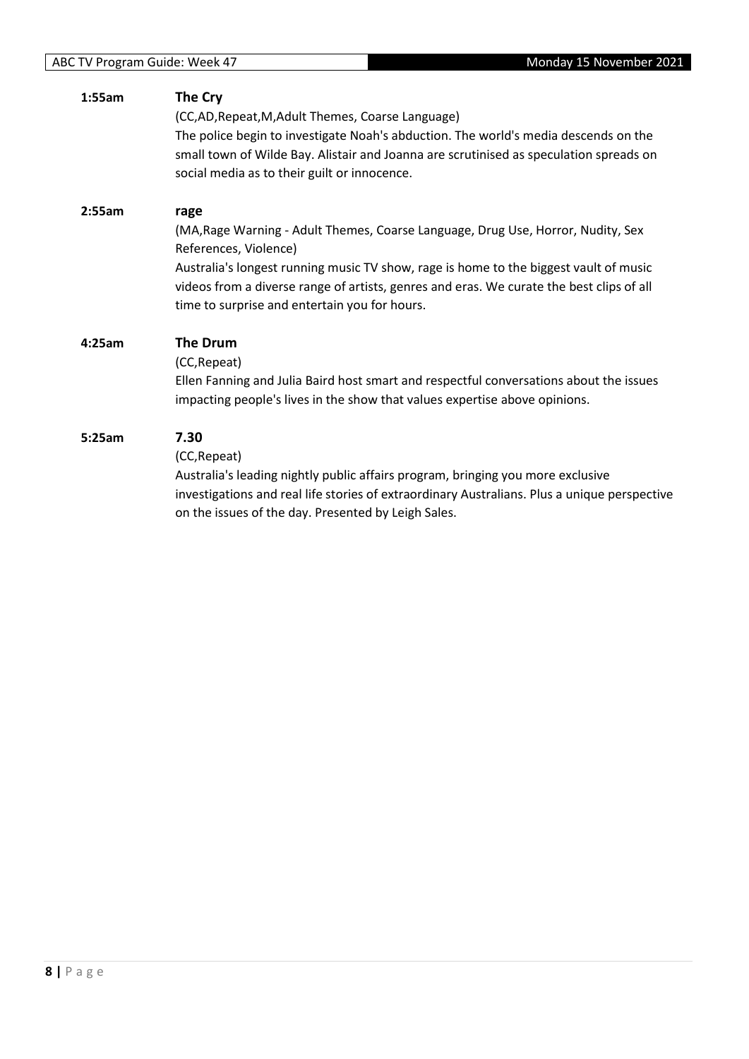**1:55am** **The Cry**

(CC,AD,Repeat,M,Adult Themes, Coarse Language)

The police begin to investigate Noah's abduction. The world's media descends on the small town of Wilde Bay. Alistair and Joanna are scrutinised as speculation spreads on social media as to their guilt or innocence.

**2:55am** **rage**

(MA,Rage Warning - Adult Themes, Coarse Language, Drug Use, Horror, Nudity, Sex References, Violence)

Australia's longest running music TV show, rage is home to the biggest vault of music videos from a diverse range of artists, genres and eras. We curate the best clips of all time to surprise and entertain you for hours.

**4:25am** **The Drum**

(CC,Repeat)

Ellen Fanning and Julia Baird host smart and respectful conversations about the issues impacting people's lives in the show that values expertise above opinions.

**5:25am** **7.30**

(CC,Repeat)

Australia's leading nightly public affairs program, bringing you more exclusive investigations and real life stories of extraordinary Australians. Plus a unique perspective on the issues of the day. Presented by Leigh Sales.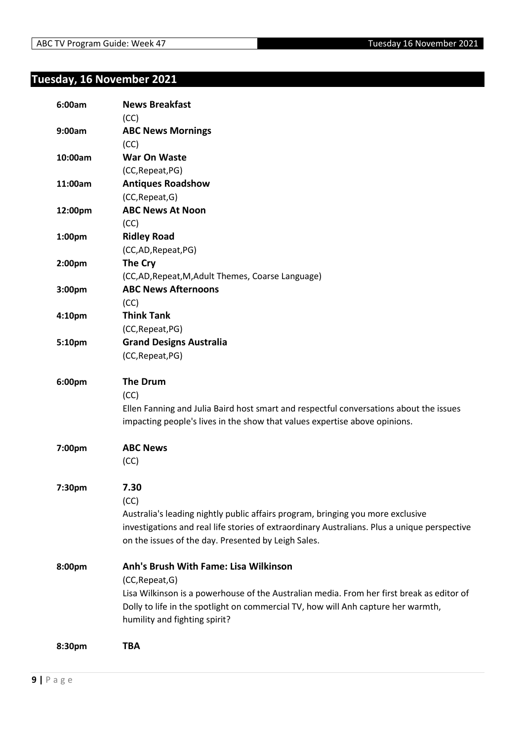# Tuesday, 16 November 2021

**6:00am** **News Breakfast**
(CC)

**9:00am** **ABC News Mornings**
(CC)

**10:00am** **War On Waste**
(CC,Repeat,PG)

**11:00am** **Antiques Roadshow**
(CC,Repeat,G)

**12:00pm** **ABC News At Noon**
(CC)

**1:00pm** **Ridley Road**
(CC,AD,Repeat,PG)

**2:00pm** **The Cry**
(CC,AD,Repeat,M,Adult Themes, Coarse Language)

**3:00pm** **ABC News Afternoons**
(CC)

**4:10pm** **Think Tank**
(CC,Repeat,PG)

**5:10pm** **Grand Designs Australia**
(CC,Repeat,PG)

**6:00pm** **The Drum**
(CC)
Ellen Fanning and Julia Baird host smart and respectful conversations about the issues impacting people's lives in the show that values expertise above opinions.

**7:00pm** **ABC News**
(CC)

**7:30pm** **7.30**
(CC)
Australia's leading nightly public affairs program, bringing you more exclusive investigations and real life stories of extraordinary Australians. Plus a unique perspective on the issues of the day. Presented by Leigh Sales.

**8:00pm** **Anh's Brush With Fame: Lisa Wilkinson**
(CC,Repeat,G)
Lisa Wilkinson is a powerhouse of the Australian media. From her first break as editor of Dolly to life in the spotlight on commercial TV, how will Anh capture her warmth, humility and fighting spirit?

**8:30pm** **TBA**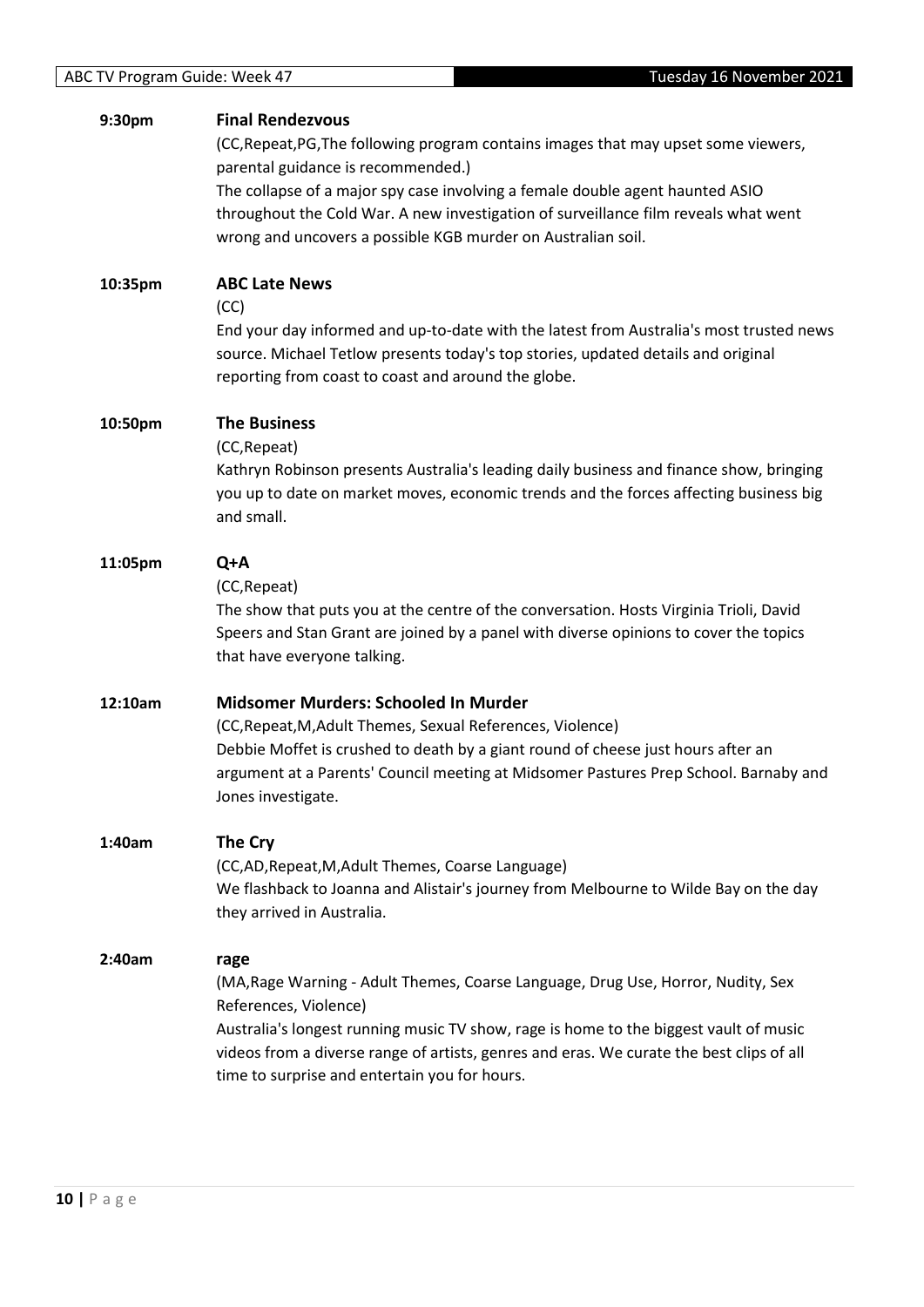**9:30pm** **Final Rendezvous**

(CC,Repeat,PG,The following program contains images that may upset some viewers, parental guidance is recommended.)

The collapse of a major spy case involving a female double agent haunted ASIO throughout the Cold War. A new investigation of surveillance film reveals what went wrong and uncovers a possible KGB murder on Australian soil.

**10:35pm** **ABC Late News**

(CC)

End your day informed and up-to-date with the latest from Australia's most trusted news source. Michael Tetlow presents today's top stories, updated details and original reporting from coast to coast and around the globe.

**10:50pm** **The Business**

(CC,Repeat)

Kathryn Robinson presents Australia's leading daily business and finance show, bringing you up to date on market moves, economic trends and the forces affecting business big and small.

**11:05pm** **Q+A**

(CC,Repeat)

The show that puts you at the centre of the conversation. Hosts Virginia Trioli, David Speers and Stan Grant are joined by a panel with diverse opinions to cover the topics that have everyone talking.

**12:10am** **Midsomer Murders: Schooled In Murder**

(CC,Repeat,M,Adult Themes, Sexual References, Violence)

Debbie Moffet is crushed to death by a giant round of cheese just hours after an argument at a Parents' Council meeting at Midsomer Pastures Prep School. Barnaby and Jones investigate.

**1:40am** **The Cry**

(CC,AD,Repeat,M,Adult Themes, Coarse Language)

We flashback to Joanna and Alistair's journey from Melbourne to Wilde Bay on the day they arrived in Australia.

**2:40am** **rage**

(MA,Rage Warning - Adult Themes, Coarse Language, Drug Use, Horror, Nudity, Sex References, Violence)

Australia's longest running music TV show, rage is home to the biggest vault of music videos from a diverse range of artists, genres and eras. We curate the best clips of all time to surprise and entertain you for hours.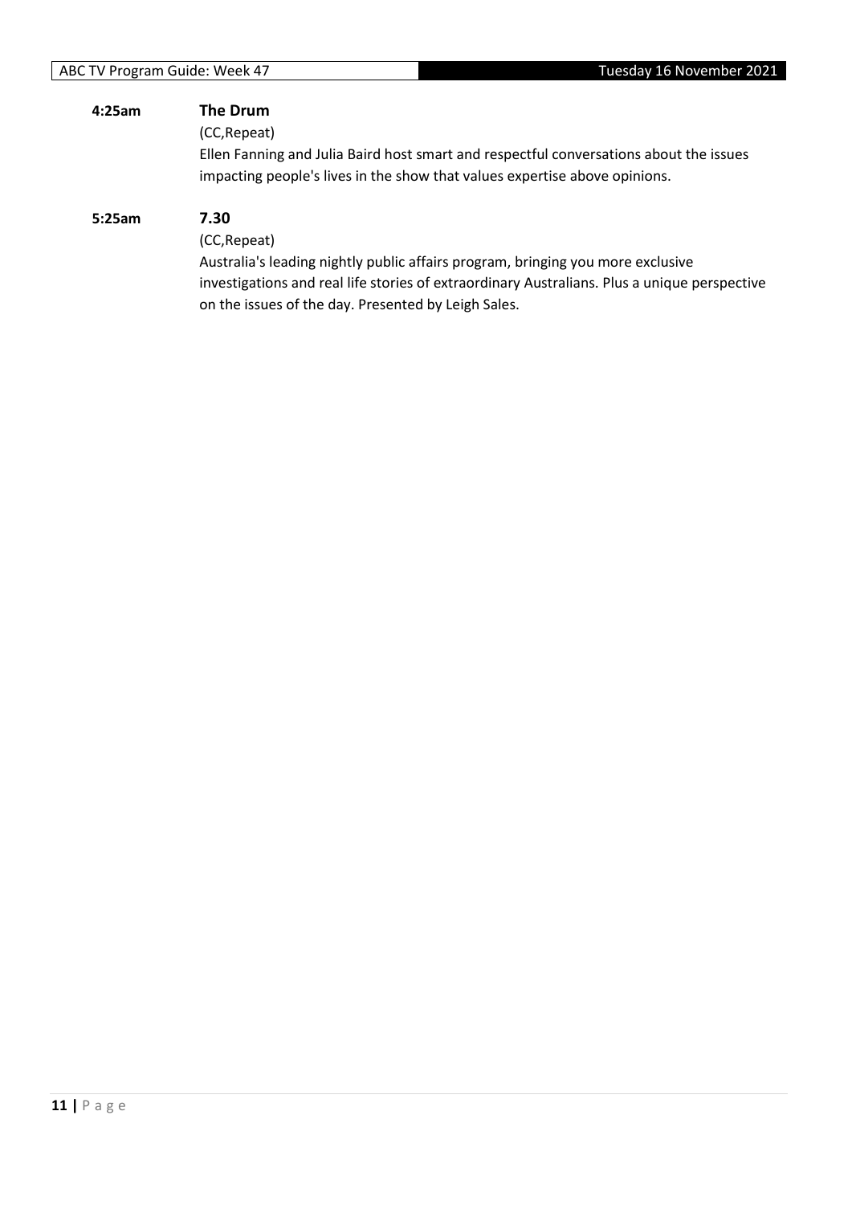**4:25am** **The Drum**

(CC,Repeat)

Ellen Fanning and Julia Baird host smart and respectful conversations about the issues impacting people's lives in the show that values expertise above opinions.

**5:25am** **7.30**

(CC,Repeat)

Australia's leading nightly public affairs program, bringing you more exclusive investigations and real life stories of extraordinary Australians. Plus a unique perspective on the issues of the day. Presented by Leigh Sales.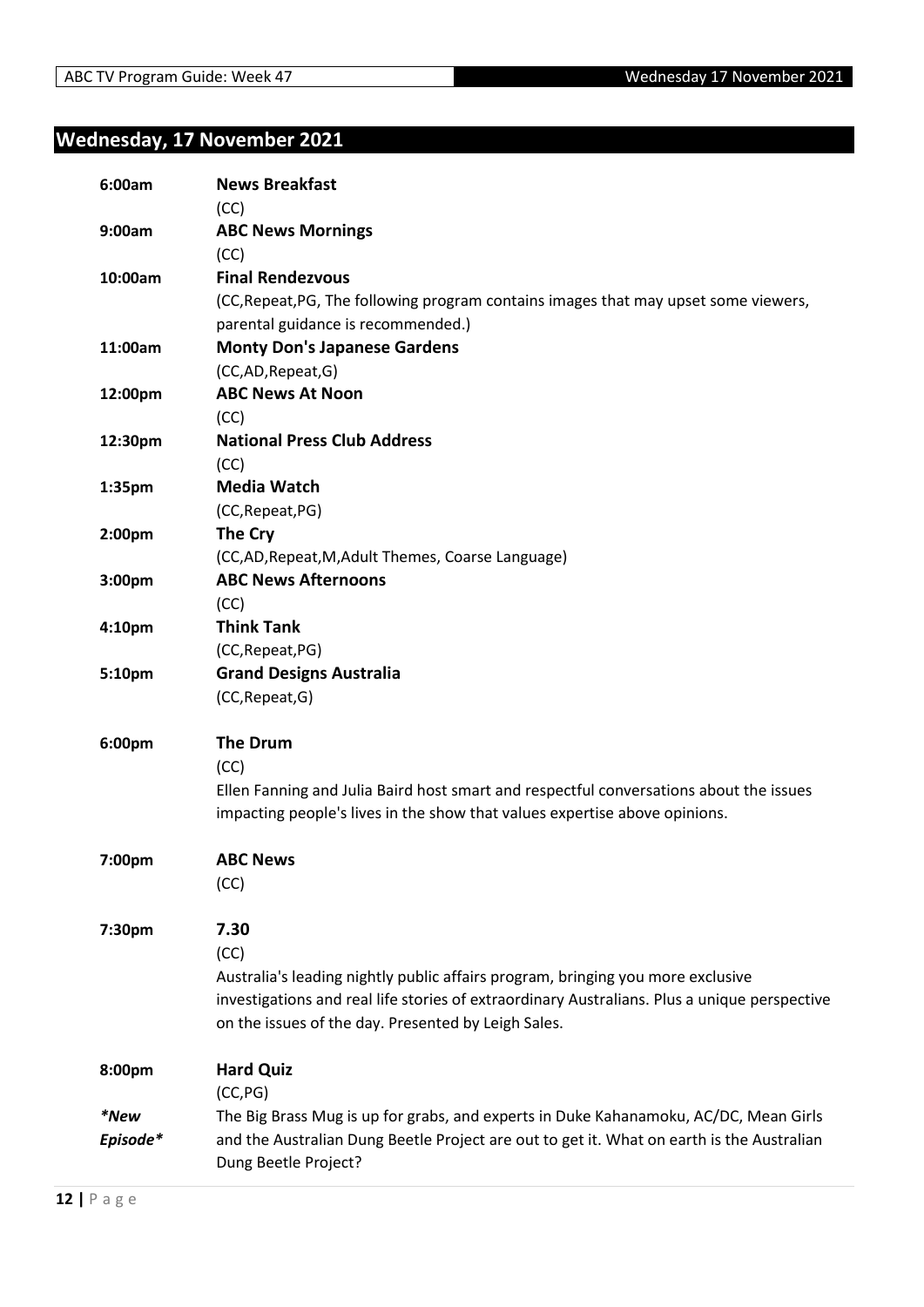## Wednesday, 17 November 2021

| | |
|---|---|
| **6:00am** | **News Breakfast**<br>(CC) |
| **9:00am** | **ABC News Mornings**<br>(CC) |
| **10:00am** | **Final Rendezvous**<br>(CC,Repeat,PG, The following program contains images that may upset some viewers, parental guidance is recommended.) |
| **11:00am** | **Monty Don's Japanese Gardens**<br>(CC,AD,Repeat,G) |
| **12:00pm** | **ABC News At Noon**<br>(CC) |
| **12:30pm** | **National Press Club Address**<br>(CC) |
| **1:35pm** | **Media Watch**<br>(CC,Repeat,PG) |
| **2:00pm** | **The Cry**<br>(CC,AD,Repeat,M,Adult Themes, Coarse Language) |
| **3:00pm** | **ABC News Afternoons**<br>(CC) |
| **4:10pm** | **Think Tank**<br>(CC,Repeat,PG) |
| **5:10pm** | **Grand Designs Australia**<br>(CC,Repeat,G) |
| **6:00pm** | **The Drum**<br>(CC)<br>Ellen Fanning and Julia Baird host smart and respectful conversations about the issues impacting people's lives in the show that values expertise above opinions. |
| **7:00pm** | **ABC News**<br>(CC) |
| **7:30pm** | **7.30**<br>(CC)<br>Australia's leading nightly public affairs program, bringing you more exclusive investigations and real life stories of extraordinary Australians. Plus a unique perspective on the issues of the day. Presented by Leigh Sales. |
| **8:00pm**<br><br>***New Episode*** | **Hard Quiz**<br>(CC,PG)<br>The Big Brass Mug is up for grabs, and experts in Duke Kahanamoku, AC/DC, Mean Girls and the Australian Dung Beetle Project are out to get it. What on earth is the Australian Dung Beetle Project? |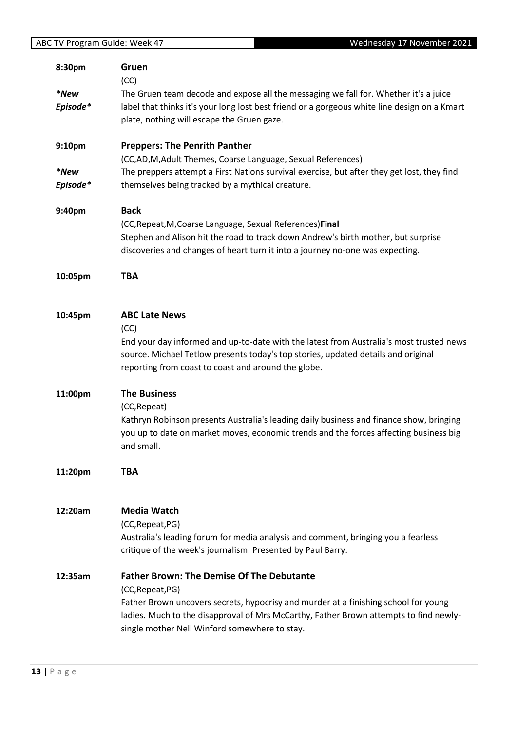**8:30pm** **Gruen**

(CC)

*\*New Episode\**

The Gruen team decode and expose all the messaging we fall for. Whether it's a juice label that thinks it's your long lost best friend or a gorgeous white line design on a Kmart plate, nothing will escape the Gruen gaze.

**9:10pm** **Preppers: The Penrith Panther**

(CC,AD,M,Adult Themes, Coarse Language, Sexual References)

*\*New Episode\**

The preppers attempt a First Nations survival exercise, but after they get lost, they find themselves being tracked by a mythical creature.

**9:40pm** **Back**

(CC,Repeat,M,Coarse Language, Sexual References)**Final**

Stephen and Alison hit the road to track down Andrew's birth mother, but surprise discoveries and changes of heart turn it into a journey no-one was expecting.

**10:05pm** **TBA**

**10:45pm** **ABC Late News**

(CC)

End your day informed and up-to-date with the latest from Australia's most trusted news source. Michael Tetlow presents today's top stories, updated details and original reporting from coast to coast and around the globe.

**11:00pm** **The Business**

(CC,Repeat)

Kathryn Robinson presents Australia's leading daily business and finance show, bringing you up to date on market moves, economic trends and the forces affecting business big and small.

**11:20pm** **TBA**

**12:20am** **Media Watch**

(CC,Repeat,PG)

Australia's leading forum for media analysis and comment, bringing you a fearless critique of the week's journalism. Presented by Paul Barry.

**12:35am** **Father Brown: The Demise Of The Debutante**

(CC,Repeat,PG)

Father Brown uncovers secrets, hypocrisy and murder at a finishing school for young ladies. Much to the disapproval of Mrs McCarthy, Father Brown attempts to find newly-single mother Nell Winford somewhere to stay.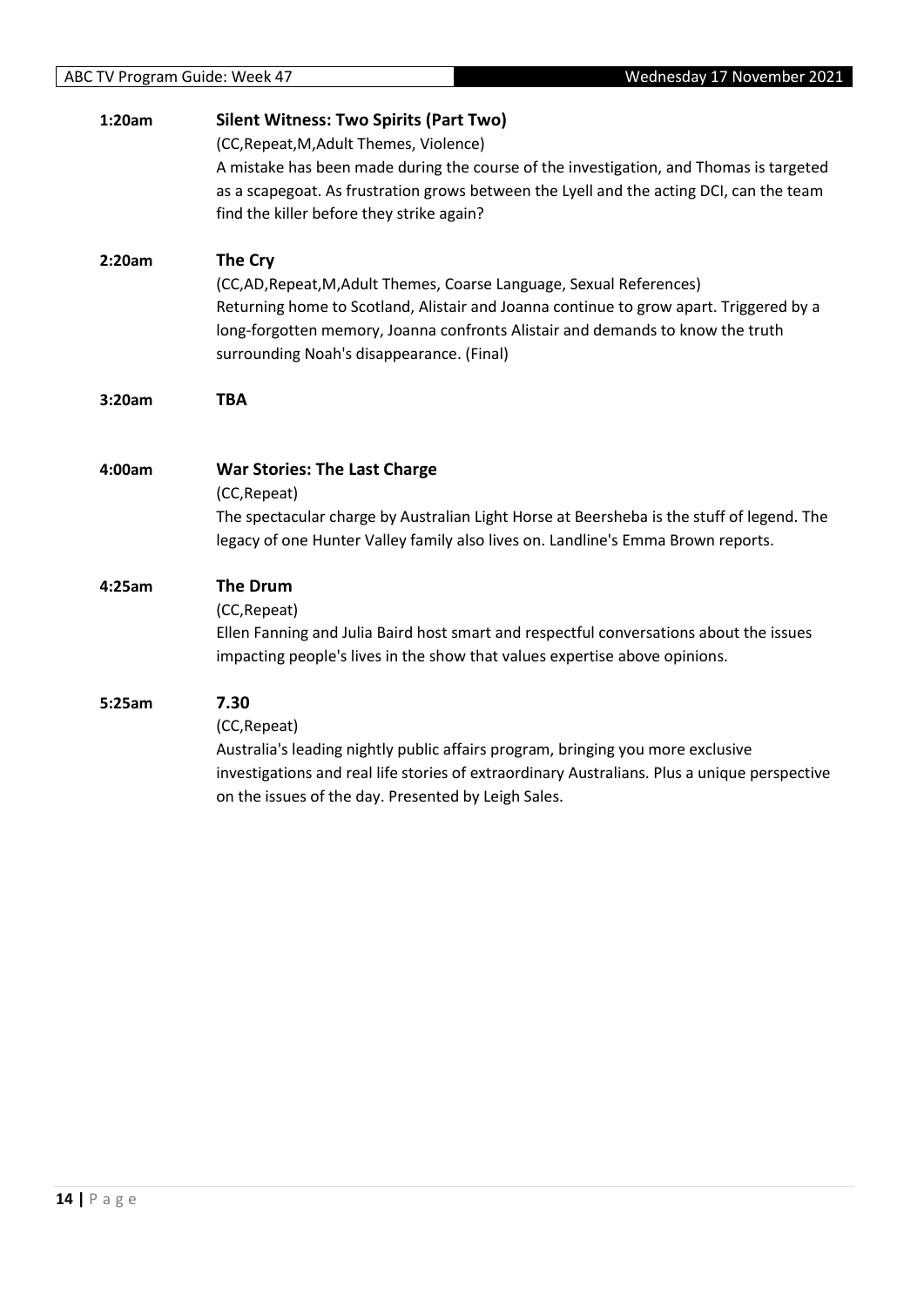**1:20am** **Silent Witness: Two Spirits (Part Two)**

(CC,Repeat,M,Adult Themes, Violence)

A mistake has been made during the course of the investigation, and Thomas is targeted as a scapegoat. As frustration grows between the Lyell and the acting DCI, can the team find the killer before they strike again?

**2:20am** **The Cry**

(CC,AD,Repeat,M,Adult Themes, Coarse Language, Sexual References)

Returning home to Scotland, Alistair and Joanna continue to grow apart. Triggered by a long-forgotten memory, Joanna confronts Alistair and demands to know the truth surrounding Noah's disappearance. (Final)

**3:20am** **TBA**

**4:00am** **War Stories: The Last Charge**

(CC,Repeat)

The spectacular charge by Australian Light Horse at Beersheba is the stuff of legend. The legacy of one Hunter Valley family also lives on. Landline's Emma Brown reports.

**4:25am** **The Drum**

(CC,Repeat)

Ellen Fanning and Julia Baird host smart and respectful conversations about the issues impacting people's lives in the show that values expertise above opinions.

**5:25am** **7.30**

(CC,Repeat)

Australia's leading nightly public affairs program, bringing you more exclusive investigations and real life stories of extraordinary Australians. Plus a unique perspective on the issues of the day. Presented by Leigh Sales.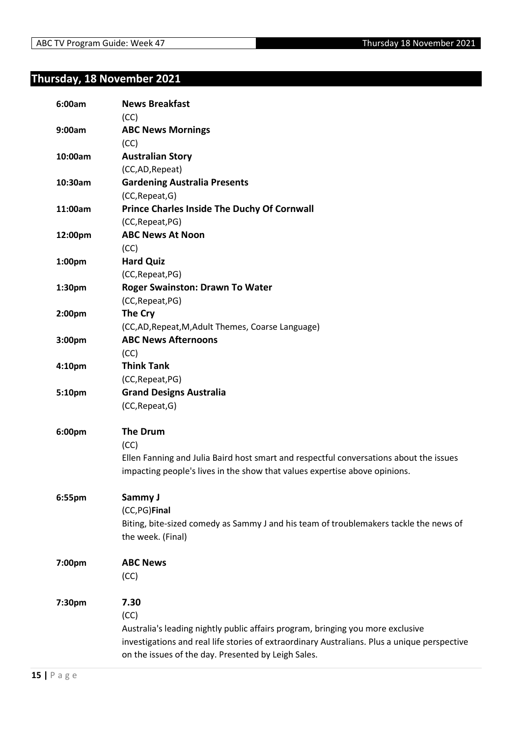# Thursday, 18 November 2021

**6:00am** **News Breakfast**
(CC)

**9:00am** **ABC News Mornings**
(CC)

**10:00am** **Australian Story**
(CC,AD,Repeat)

**10:30am** **Gardening Australia Presents**
(CC,Repeat,G)

**11:00am** **Prince Charles Inside The Duchy Of Cornwall**
(CC,Repeat,PG)

**12:00pm** **ABC News At Noon**
(CC)

**1:00pm** **Hard Quiz**
(CC,Repeat,PG)

**1:30pm** **Roger Swainston: Drawn To Water**
(CC,Repeat,PG)

**2:00pm** **The Cry**
(CC,AD,Repeat,M,Adult Themes, Coarse Language)

**3:00pm** **ABC News Afternoons**
(CC)

**4:10pm** **Think Tank**
(CC,Repeat,PG)

**5:10pm** **Grand Designs Australia**
(CC,Repeat,G)

**6:00pm** **The Drum**
(CC)
Ellen Fanning and Julia Baird host smart and respectful conversations about the issues impacting people's lives in the show that values expertise above opinions.

**6:55pm** **Sammy J**
(CC,PG)**Final**
Biting, bite-sized comedy as Sammy J and his team of troublemakers tackle the news of the week. (Final)

**7:00pm** **ABC News**
(CC)

**7:30pm** **7.30**
(CC)
Australia's leading nightly public affairs program, bringing you more exclusive investigations and real life stories of extraordinary Australians. Plus a unique perspective on the issues of the day. Presented by Leigh Sales.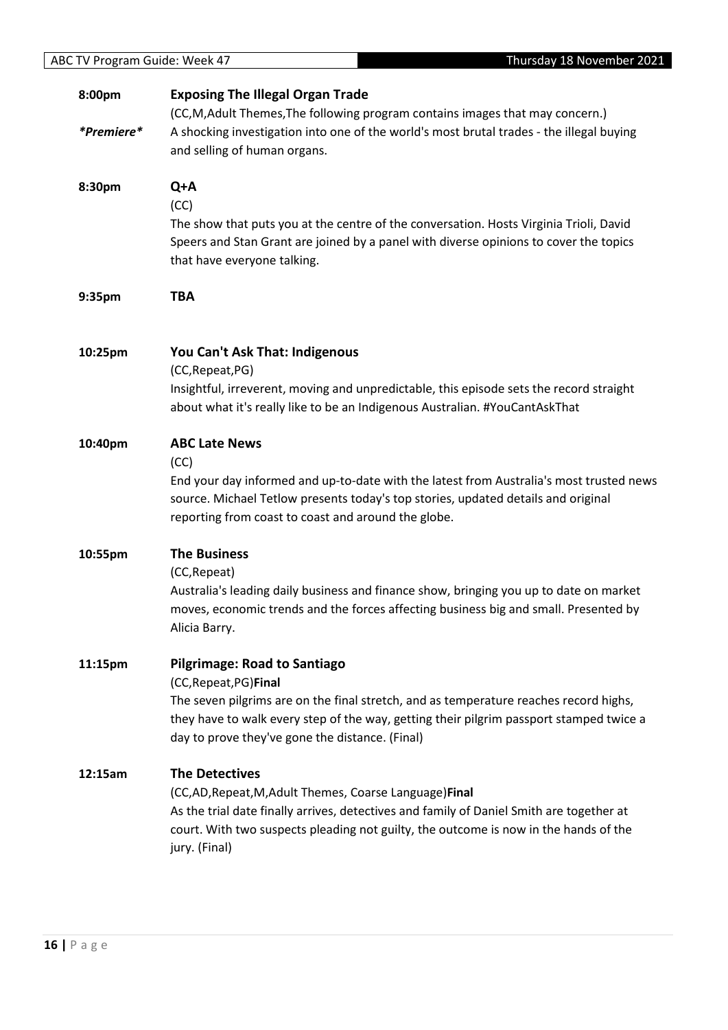**8:00pm** **Exposing The Illegal Organ Trade**

*\*Premiere\**

(CC,M,Adult Themes,The following program contains images that may concern.)

A shocking investigation into one of the world's most brutal trades - the illegal buying and selling of human organs.

**8:30pm** **Q+A**

(CC)

The show that puts you at the centre of the conversation. Hosts Virginia Trioli, David Speers and Stan Grant are joined by a panel with diverse opinions to cover the topics that have everyone talking.

**9:35pm** **TBA**

**10:25pm** **You Can't Ask That: Indigenous**

(CC,Repeat,PG)

Insightful, irreverent, moving and unpredictable, this episode sets the record straight about what it's really like to be an Indigenous Australian. #YouCantAskThat

**10:40pm** **ABC Late News**

(CC)

End your day informed and up-to-date with the latest from Australia's most trusted news source. Michael Tetlow presents today's top stories, updated details and original reporting from coast to coast and around the globe.

**10:55pm** **The Business**

(CC,Repeat)

Australia's leading daily business and finance show, bringing you up to date on market moves, economic trends and the forces affecting business big and small. Presented by Alicia Barry.

**11:15pm** **Pilgrimage: Road to Santiago**

(CC,Repeat,PG)**Final**

The seven pilgrims are on the final stretch, and as temperature reaches record highs, they have to walk every step of the way, getting their pilgrim passport stamped twice a day to prove they've gone the distance. (Final)

**12:15am** **The Detectives**

(CC,AD,Repeat,M,Adult Themes, Coarse Language)**Final**

As the trial date finally arrives, detectives and family of Daniel Smith are together at court. With two suspects pleading not guilty, the outcome is now in the hands of the jury. (Final)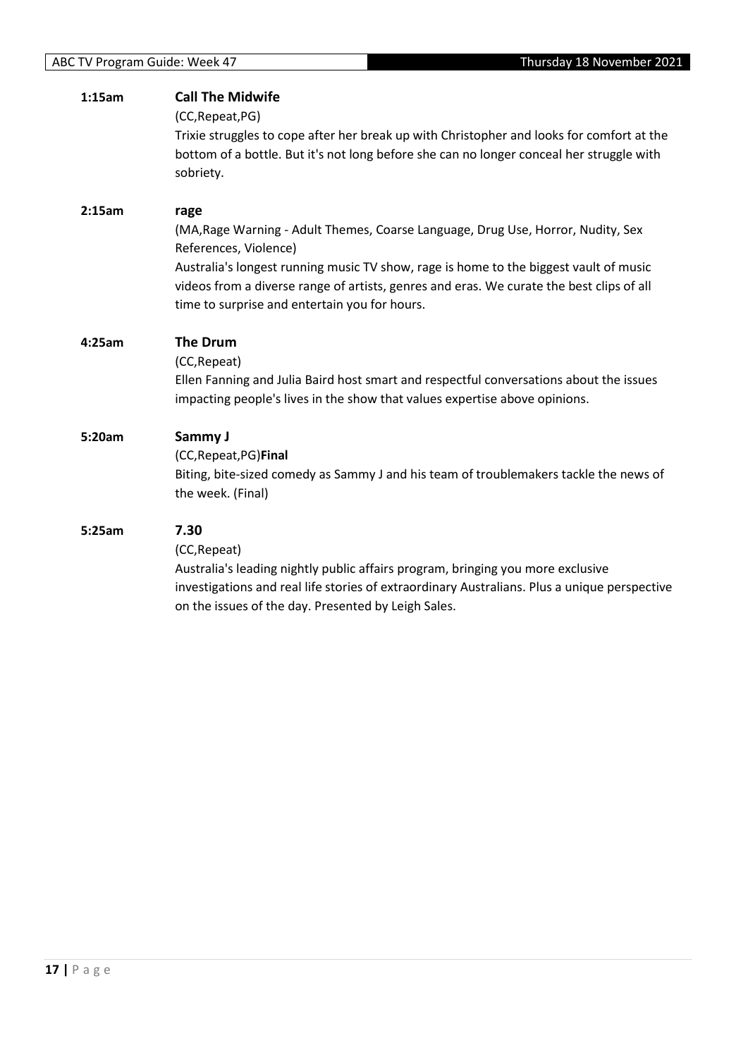**1:15am** **Call The Midwife**

(CC,Repeat,PG)

Trixie struggles to cope after her break up with Christopher and looks for comfort at the bottom of a bottle. But it's not long before she can no longer conceal her struggle with sobriety.

**2:15am** **rage**

(MA,Rage Warning - Adult Themes, Coarse Language, Drug Use, Horror, Nudity, Sex References, Violence)

Australia's longest running music TV show, rage is home to the biggest vault of music videos from a diverse range of artists, genres and eras. We curate the best clips of all time to surprise and entertain you for hours.

**4:25am** **The Drum**

(CC,Repeat)

Ellen Fanning and Julia Baird host smart and respectful conversations about the issues impacting people's lives in the show that values expertise above opinions.

**5:20am** **Sammy J**

(CC,Repeat,PG)**Final**

Biting, bite-sized comedy as Sammy J and his team of troublemakers tackle the news of the week. (Final)

**5:25am** **7.30**

(CC,Repeat)

Australia's leading nightly public affairs program, bringing you more exclusive investigations and real life stories of extraordinary Australians. Plus a unique perspective on the issues of the day. Presented by Leigh Sales.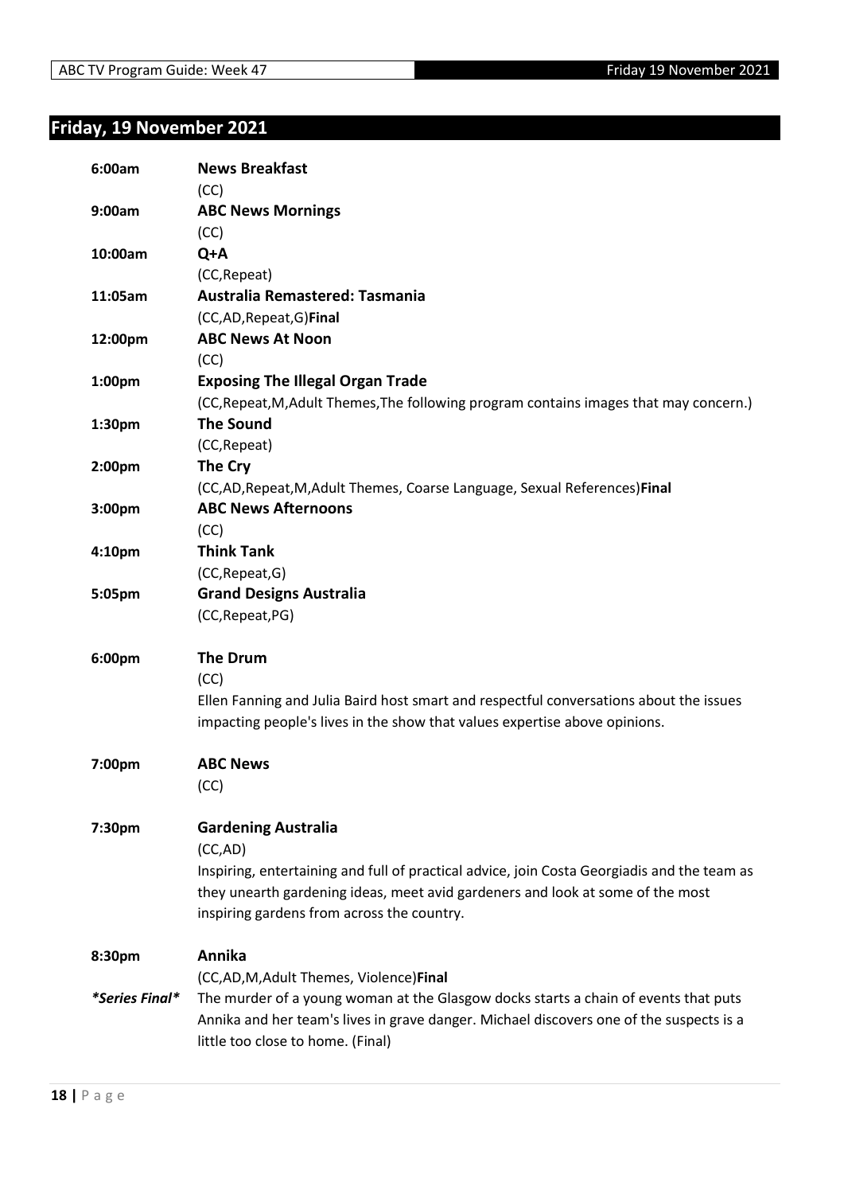## Friday, 19 November 2021

**6:00am** **News Breakfast**
(CC)

**9:00am** **ABC News Mornings**
(CC)

**10:00am** **Q+A**
(CC,Repeat)

**11:05am** **Australia Remastered: Tasmania**
(CC,AD,Repeat,G)**Final**

**12:00pm** **ABC News At Noon**
(CC)

**1:00pm** **Exposing The Illegal Organ Trade**
(CC,Repeat,M,Adult Themes,The following program contains images that may concern.)

**1:30pm** **The Sound**
(CC,Repeat)

**2:00pm** **The Cry**
(CC,AD,Repeat,M,Adult Themes, Coarse Language, Sexual References)**Final**

**3:00pm** **ABC News Afternoons**
(CC)

**4:10pm** **Think Tank**
(CC,Repeat,G)

**5:05pm** **Grand Designs Australia**
(CC,Repeat,PG)

**6:00pm** **The Drum**
(CC)
Ellen Fanning and Julia Baird host smart and respectful conversations about the issues impacting people's lives in the show that values expertise above opinions.

**7:00pm** **ABC News**
(CC)

**7:30pm** **Gardening Australia**
(CC,AD)
Inspiring, entertaining and full of practical advice, join Costa Georgiadis and the team as they unearth gardening ideas, meet avid gardeners and look at some of the most inspiring gardens from across the country.

**8:30pm** **Annika**
(CC,AD,M,Adult Themes, Violence)**Final**
***Series Final*** The murder of a young woman at the Glasgow docks starts a chain of events that puts Annika and her team's lives in grave danger. Michael discovers one of the suspects is a little too close to home. (Final)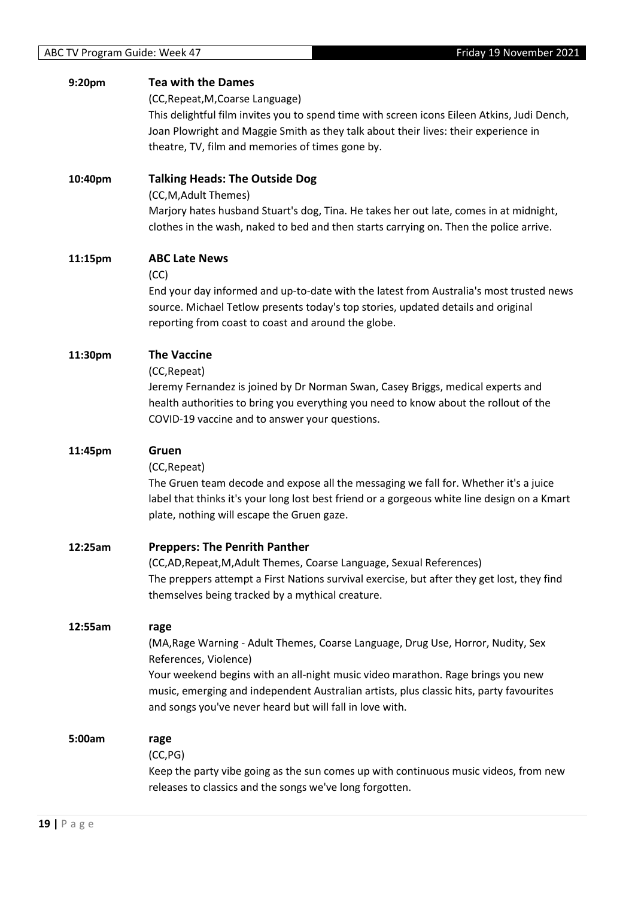**9:20pm** **Tea with the Dames**

(CC,Repeat,M,Coarse Language)

This delightful film invites you to spend time with screen icons Eileen Atkins, Judi Dench, Joan Plowright and Maggie Smith as they talk about their lives: their experience in theatre, TV, film and memories of times gone by.

**10:40pm** **Talking Heads: The Outside Dog**

(CC,M,Adult Themes)

Marjory hates husband Stuart's dog, Tina. He takes her out late, comes in at midnight, clothes in the wash, naked to bed and then starts carrying on. Then the police arrive.

**11:15pm** **ABC Late News**

(CC)

End your day informed and up-to-date with the latest from Australia's most trusted news source. Michael Tetlow presents today's top stories, updated details and original reporting from coast to coast and around the globe.

**11:30pm** **The Vaccine**

(CC,Repeat)

Jeremy Fernandez is joined by Dr Norman Swan, Casey Briggs, medical experts and health authorities to bring you everything you need to know about the rollout of the COVID-19 vaccine and to answer your questions.

**11:45pm** **Gruen**

(CC,Repeat)

The Gruen team decode and expose all the messaging we fall for. Whether it's a juice label that thinks it's your long lost best friend or a gorgeous white line design on a Kmart plate, nothing will escape the Gruen gaze.

**12:25am** **Preppers: The Penrith Panther**

(CC,AD,Repeat,M,Adult Themes, Coarse Language, Sexual References)

The preppers attempt a First Nations survival exercise, but after they get lost, they find themselves being tracked by a mythical creature.

**12:55am** **rage**

(MA,Rage Warning - Adult Themes, Coarse Language, Drug Use, Horror, Nudity, Sex References, Violence)

Your weekend begins with an all-night music video marathon. Rage brings you new music, emerging and independent Australian artists, plus classic hits, party favourites and songs you've never heard but will fall in love with.

**5:00am** **rage**

(CC,PG)

Keep the party vibe going as the sun comes up with continuous music videos, from new releases to classics and the songs we've long forgotten.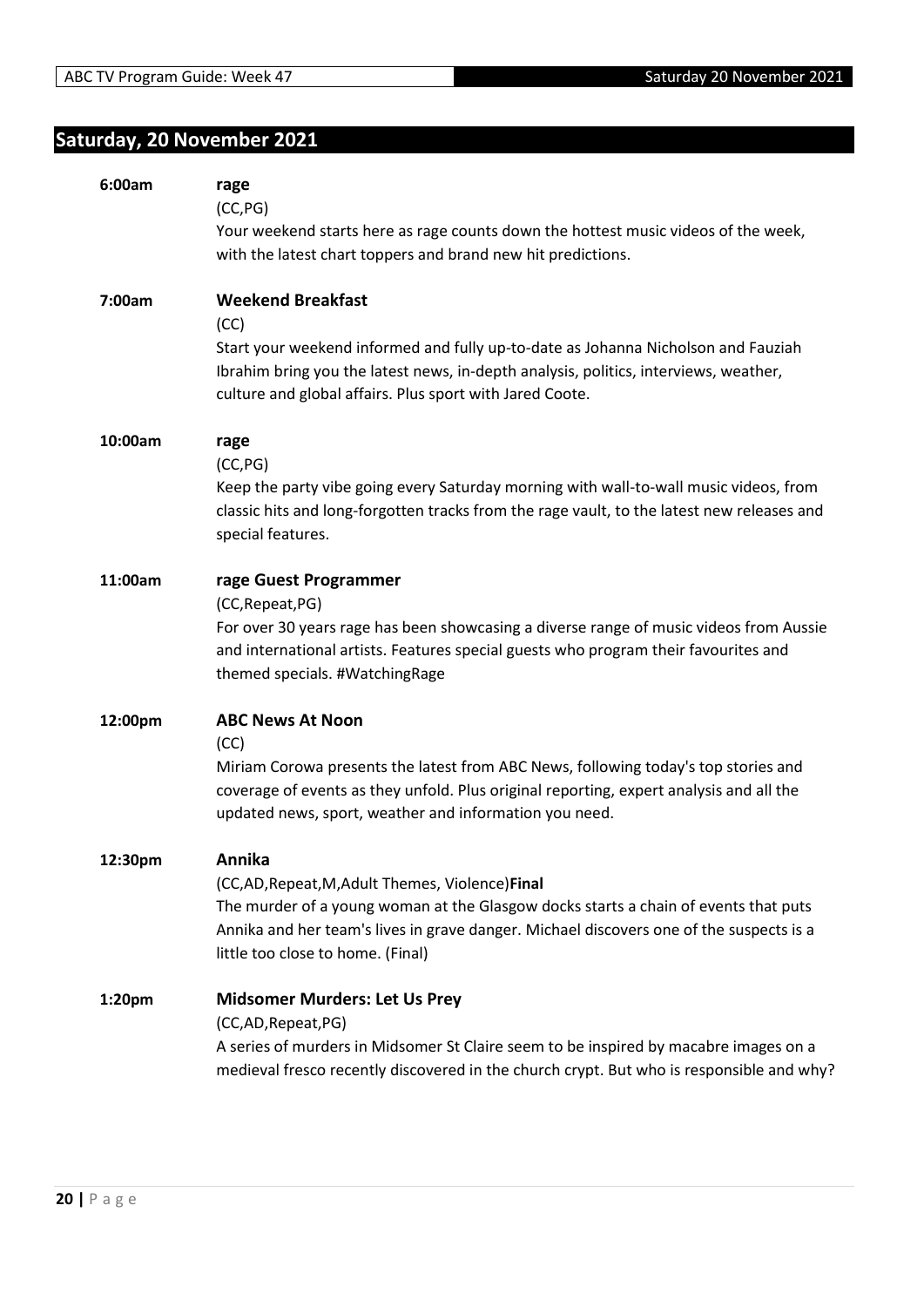## Saturday, 20 November 2021

**6:00am** **rage**

(CC,PG)

Your weekend starts here as rage counts down the hottest music videos of the week, with the latest chart toppers and brand new hit predictions.

**7:00am** **Weekend Breakfast**

(CC)

Start your weekend informed and fully up-to-date as Johanna Nicholson and Fauziah Ibrahim bring you the latest news, in-depth analysis, politics, interviews, weather, culture and global affairs. Plus sport with Jared Coote.

**10:00am** **rage**

(CC,PG)

Keep the party vibe going every Saturday morning with wall-to-wall music videos, from classic hits and long-forgotten tracks from the rage vault, to the latest new releases and special features.

**11:00am** **rage Guest Programmer**

(CC,Repeat,PG)

For over 30 years rage has been showcasing a diverse range of music videos from Aussie and international artists. Features special guests who program their favourites and themed specials. #WatchingRage

**12:00pm** **ABC News At Noon**

(CC)

Miriam Corowa presents the latest from ABC News, following today's top stories and coverage of events as they unfold. Plus original reporting, expert analysis and all the updated news, sport, weather and information you need.

**12:30pm** **Annika**

(CC,AD,Repeat,M,Adult Themes, Violence)**Final**

The murder of a young woman at the Glasgow docks starts a chain of events that puts Annika and her team's lives in grave danger. Michael discovers one of the suspects is a little too close to home. (Final)

**1:20pm** **Midsomer Murders: Let Us Prey**

(CC,AD,Repeat,PG)

A series of murders in Midsomer St Claire seem to be inspired by macabre images on a medieval fresco recently discovered in the church crypt. But who is responsible and why?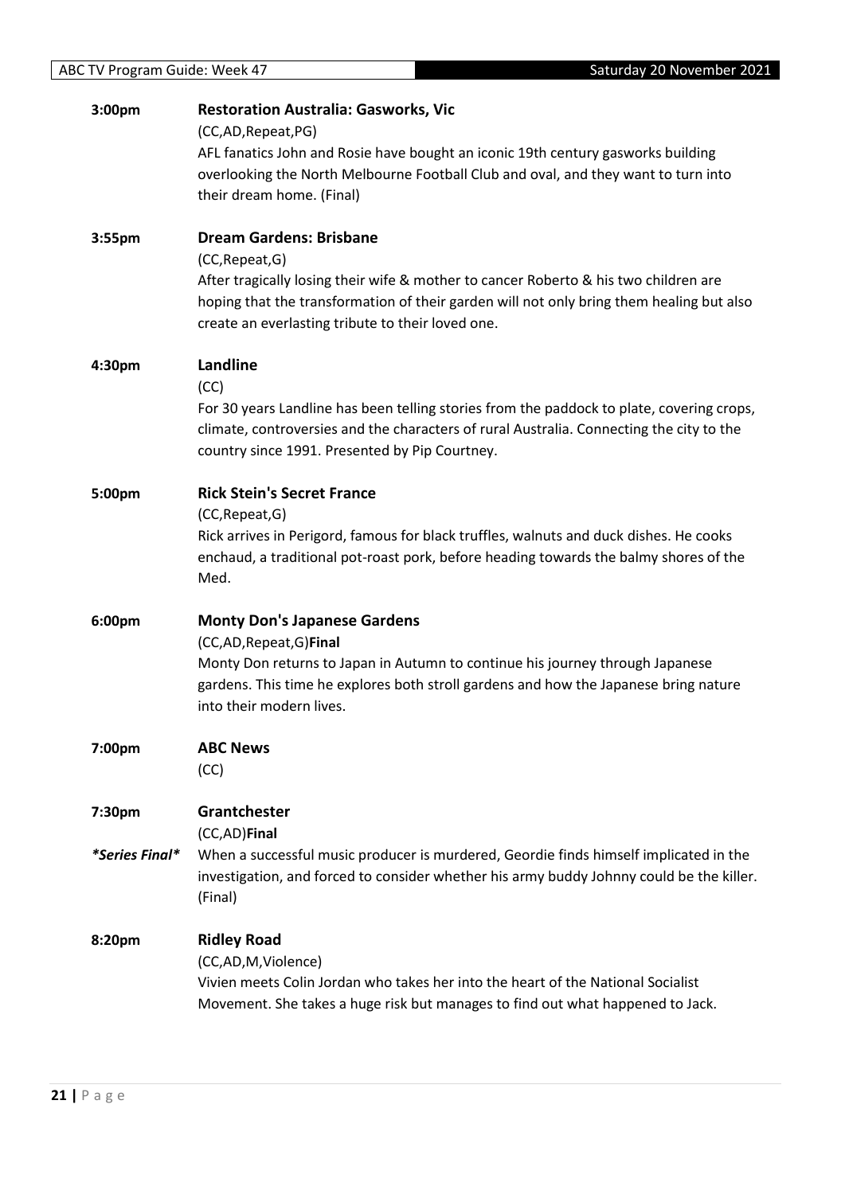**3:00pm** **Restoration Australia: Gasworks, Vic**

(CC,AD,Repeat,PG)

AFL fanatics John and Rosie have bought an iconic 19th century gasworks building overlooking the North Melbourne Football Club and oval, and they want to turn into their dream home. (Final)

**3:55pm** **Dream Gardens: Brisbane**

(CC,Repeat,G)

After tragically losing their wife & mother to cancer Roberto & his two children are hoping that the transformation of their garden will not only bring them healing but also create an everlasting tribute to their loved one.

**4:30pm** **Landline**

(CC)

For 30 years Landline has been telling stories from the paddock to plate, covering crops, climate, controversies and the characters of rural Australia. Connecting the city to the country since 1991. Presented by Pip Courtney.

**5:00pm** **Rick Stein's Secret France**

(CC,Repeat,G)

Rick arrives in Perigord, famous for black truffles, walnuts and duck dishes. He cooks enchaud, a traditional pot-roast pork, before heading towards the balmy shores of the Med.

**6:00pm** **Monty Don's Japanese Gardens**

(CC,AD,Repeat,G)**Final**

Monty Don returns to Japan in Autumn to continue his journey through Japanese gardens. This time he explores both stroll gardens and how the Japanese bring nature into their modern lives.

**7:00pm** **ABC News**

(CC)

**7:30pm** **Grantchester**

(CC,AD)**Final**

***Series Final*** When a successful music producer is murdered, Geordie finds himself implicated in the investigation, and forced to consider whether his army buddy Johnny could be the killer. (Final)

**8:20pm** **Ridley Road**

(CC,AD,M,Violence)

Vivien meets Colin Jordan who takes her into the heart of the National Socialist Movement. She takes a huge risk but manages to find out what happened to Jack.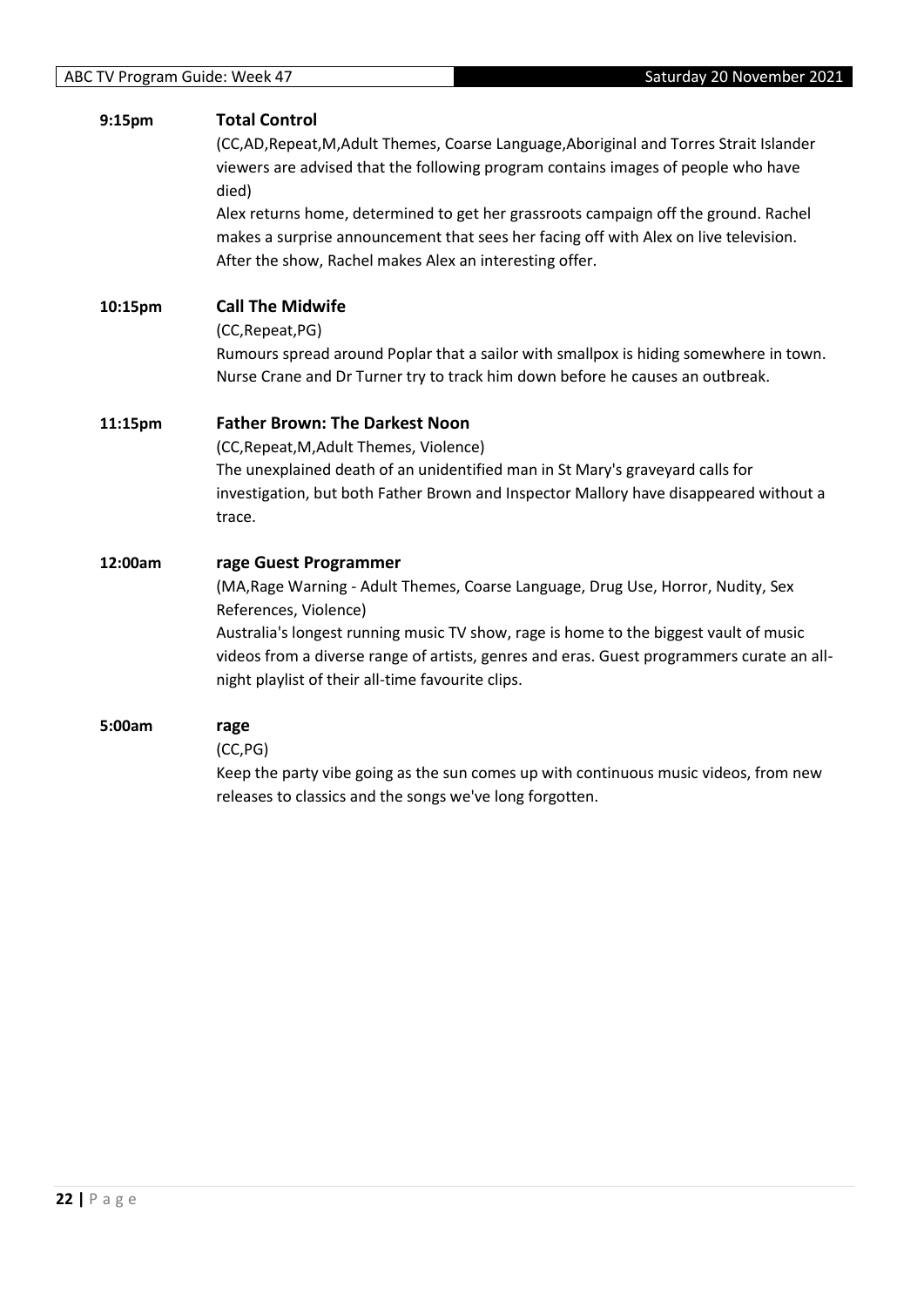**9:15pm** **Total Control**

(CC,AD,Repeat,M,Adult Themes, Coarse Language,Aboriginal and Torres Strait Islander viewers are advised that the following program contains images of people who have died)

Alex returns home, determined to get her grassroots campaign off the ground. Rachel makes a surprise announcement that sees her facing off with Alex on live television. After the show, Rachel makes Alex an interesting offer.

**10:15pm** **Call The Midwife**

(CC,Repeat,PG)

Rumours spread around Poplar that a sailor with smallpox is hiding somewhere in town. Nurse Crane and Dr Turner try to track him down before he causes an outbreak.

**11:15pm** **Father Brown: The Darkest Noon**

(CC,Repeat,M,Adult Themes, Violence)

The unexplained death of an unidentified man in St Mary's graveyard calls for investigation, but both Father Brown and Inspector Mallory have disappeared without a trace.

**12:00am** **rage Guest Programmer**

(MA,Rage Warning - Adult Themes, Coarse Language, Drug Use, Horror, Nudity, Sex References, Violence)

Australia's longest running music TV show, rage is home to the biggest vault of music videos from a diverse range of artists, genres and eras. Guest programmers curate an all-night playlist of their all-time favourite clips.

**5:00am** **rage**

(CC,PG)

Keep the party vibe going as the sun comes up with continuous music videos, from new releases to classics and the songs we've long forgotten.